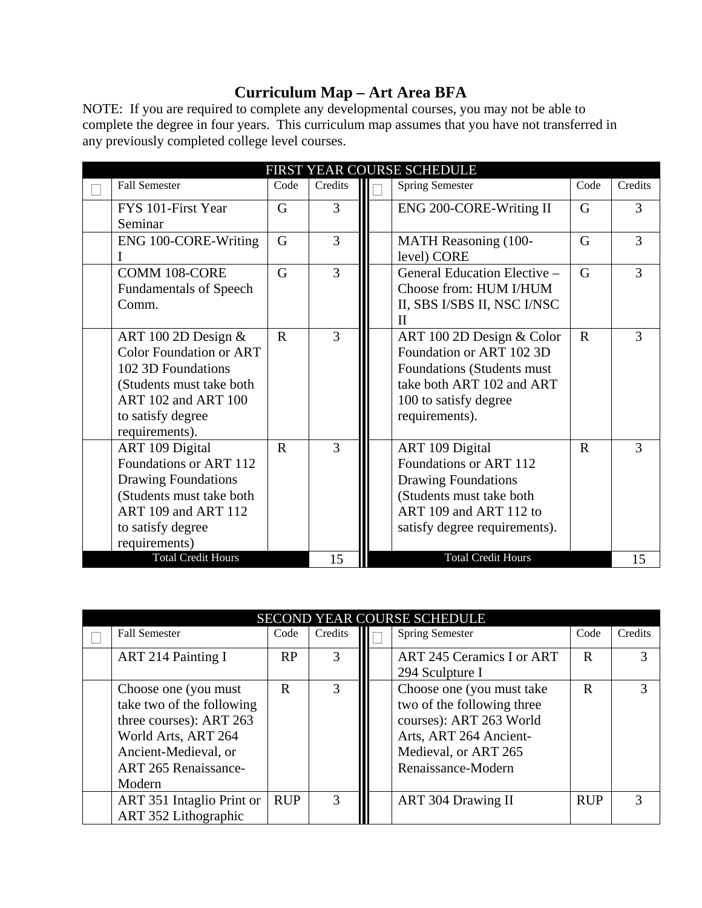# Curriculum Map – Art Area BFA

NOTE: If you are required to complete any developmental courses, you may not be able to complete the degree in four years. This curriculum map assumes that you have not transferred in any previously completed college level courses.

| FIRST YEAR COURSE SCHEDULE | | | | | | | |
|---|---|---|---|---|---|---|---|
| ☐ | Fall Semester | Code | Credits | ☐ | Spring Semester | Code | Credits |
| | FYS 101-First Year Seminar | G | 3 | | ENG 200-CORE-Writing II | G | 3 |
| | ENG 100-CORE-Writing I | G | 3 | | MATH Reasoning (100-level) CORE | G | 3 |
| | COMM 108-CORE Fundamentals of Speech Comm. | G | 3 | | General Education Elective – Choose from: HUM I/HUM II, SBS I/SBS II, NSC I/NSC II | G | 3 |
| | ART 100 2D Design & Color Foundation or ART 102 3D Foundations (Students must take both ART 102 and ART 100 to satisfy degree requirements). | R | 3 | | ART 100 2D Design & Color Foundation or ART 102 3D Foundations (Students must take both ART 102 and ART 100 to satisfy degree requirements). | R | 3 |
| | ART 109 Digital Foundations or ART 112 Drawing Foundations (Students must take both ART 109 and ART 112 to satisfy degree requirements) | R | 3 | | ART 109 Digital Foundations or ART 112 Drawing Foundations (Students must take both ART 109 and ART 112 to satisfy degree requirements). | R | 3 |
| | Total Credit Hours | | 15 | | Total Credit Hours | | 15 |

| SECOND YEAR COURSE SCHEDULE | | | | | | | |
|---|---|---|---|---|---|---|---|
| ☐ | Fall Semester | Code | Credits | ☐ | Spring Semester | Code | Credits |
| | ART 214 Painting I | RP | 3 | | ART 245 Ceramics I or ART 294 Sculpture I | R | 3 |
| | Choose one (you must take two of the following three courses): ART 263 World Arts, ART 264 Ancient-Medieval, or ART 265 Renaissance-Modern | R | 3 | | Choose one (you must take two of the following three courses): ART 263 World Arts, ART 264 Ancient-Medieval, or ART 265 Renaissance-Modern | R | 3 |
| | ART 351 Intaglio Print or ART 352 Lithographic | RUP | 3 | | ART 304 Drawing II | RUP | 3 |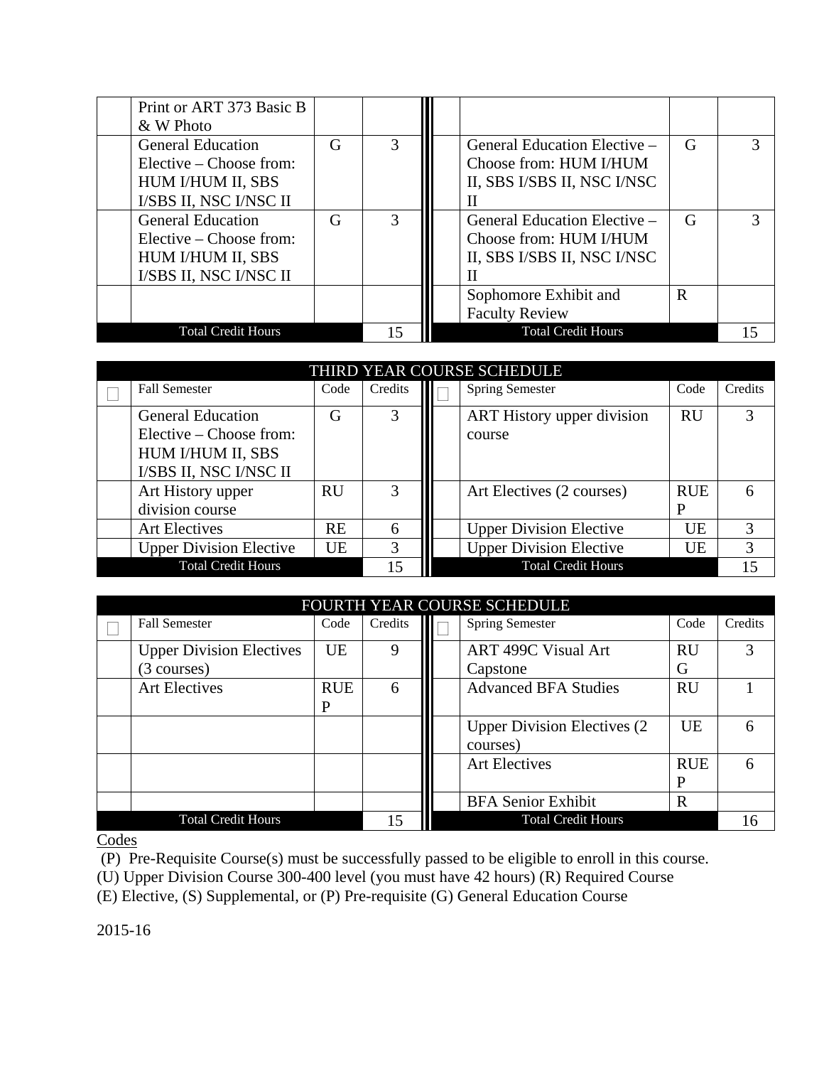| | | | | | | | |
|---|---|---|---|---|---|---|---|
| | Print or ART 373 Basic B & W Photo | | | | | | |
| | General Education Elective – Choose from: HUM I/HUM II, SBS I/SBS II, NSC I/NSC II | G | 3 | | General Education Elective – Choose from: HUM I/HUM II, SBS I/SBS II, NSC I/NSC II | G | 3 |
| | General Education Elective – Choose from: HUM I/HUM II, SBS I/SBS II, NSC I/NSC II | G | 3 | | General Education Elective – Choose from: HUM I/HUM II, SBS I/SBS II, NSC I/NSC II | G | 3 |
| | | | | | Sophomore Exhibit and Faculty Review | R | |
| | Total Credit Hours | | 15 | | Total Credit Hours | | 15 |

| THIRD YEAR COURSE SCHEDULE | | | | | | | |
|---|---|---|---|---|---|---|---|
| ☐ | Fall Semester | Code | Credits | ☐ | Spring Semester | Code | Credits |
| | General Education Elective – Choose from: HUM I/HUM II, SBS I/SBS II, NSC I/NSC II | G | 3 | | ART History upper division course | RU | 3 |
| | Art History upper division course | RU | 3 | | Art Electives (2 courses) | RUEP | 6 |
| | Art Electives | RE | 6 | | Upper Division Elective | UE | 3 |
| | Upper Division Elective | UE | 3 | | Upper Division Elective | UE | 3 |
| | Total Credit Hours | | 15 | | Total Credit Hours | | 15 |

| FOURTH YEAR COURSE SCHEDULE | | | | | | | |
|---|---|---|---|---|---|---|---|
| ☐ | Fall Semester | Code | Credits | ☐ | Spring Semester | Code | Credits |
| | Upper Division Electives (3 courses) | UE | 9 | | ART 499C Visual Art Capstone | RUG | 3 |
| | Art Electives | RUEP | 6 | | Advanced BFA Studies | RU | 1 |
| | | | | | Upper Division Electives (2 courses) | UE | 6 |
| | | | | | Art Electives | RUEP | 6 |
| | | | | | BFA Senior Exhibit | R | |
| | Total Credit Hours | | 15 | | Total Credit Hours | | 16 |

Codes

(P) Pre-Requisite Course(s) must be successfully passed to be eligible to enroll in this course.
(U) Upper Division Course 300-400 level (you must have 42 hours) (R) Required Course
(E) Elective, (S) Supplemental, or (P) Pre-requisite (G) General Education Course

2015-16